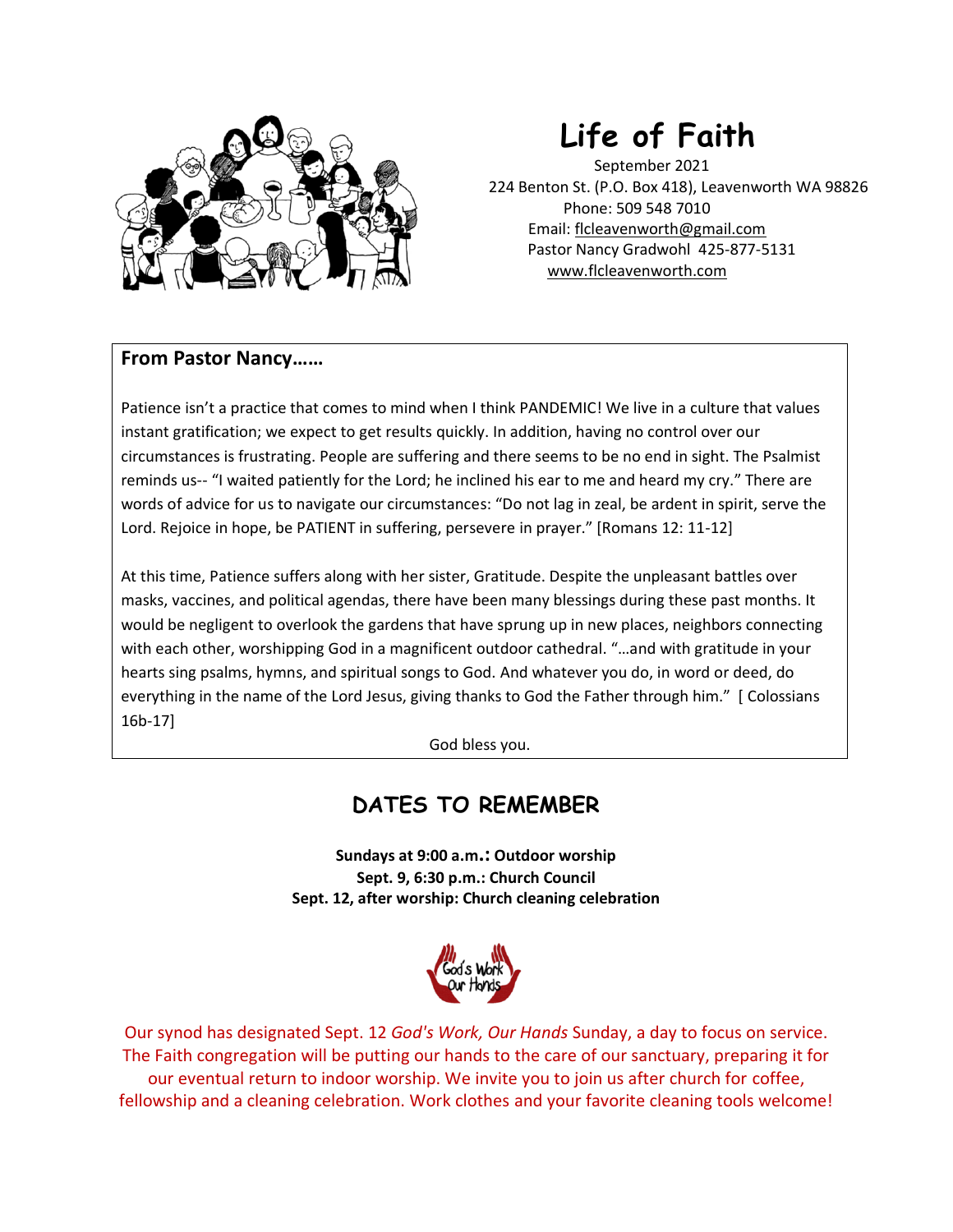# Life of Faith

September 2021
224 Benton St. (P.O. Box 418), Leavenworth WA 98826
Phone: 509 548 7010
Email: flcleavenworth@gmail.com
Pastor Nancy Gradwohl 425-877-5131
www.flcleavenworth.com

**From Pastor Nancy……**

Patience isn't a practice that comes to mind when I think PANDEMIC! We live in a culture that values instant gratification; we expect to get results quickly. In addition, having no control over our circumstances is frustrating. People are suffering and there seems to be no end in sight. The Psalmist reminds us-- "I waited patiently for the Lord; he inclined his ear to me and heard my cry." There are words of advice for us to navigate our circumstances: "Do not lag in zeal, be ardent in spirit, serve the Lord. Rejoice in hope, be PATIENT in suffering, persevere in prayer." [Romans 12: 11-12]

At this time, Patience suffers along with her sister, Gratitude. Despite the unpleasant battles over masks, vaccines, and political agendas, there have been many blessings during these past months. It would be negligent to overlook the gardens that have sprung up in new places, neighbors connecting with each other, worshipping God in a magnificent outdoor cathedral. "…and with gratitude in your hearts sing psalms, hymns, and spiritual songs to God. And whatever you do, in word or deed, do everything in the name of the Lord Jesus, giving thanks to God the Father through him." [ Colossians 16b-17]

God bless you.

## DATES TO REMEMBER

**Sundays at 9:00 a.m.: Outdoor worship**
**Sept. 9, 6:30 p.m.: Church Council**
**Sept. 12, after worship: Church cleaning celebration**

Our synod has designated Sept. 12 *God's Work, Our Hands* Sunday, a day to focus on service. The Faith congregation will be putting our hands to the care of our sanctuary, preparing it for our eventual return to indoor worship. We invite you to join us after church for coffee, fellowship and a cleaning celebration. Work clothes and your favorite cleaning tools welcome!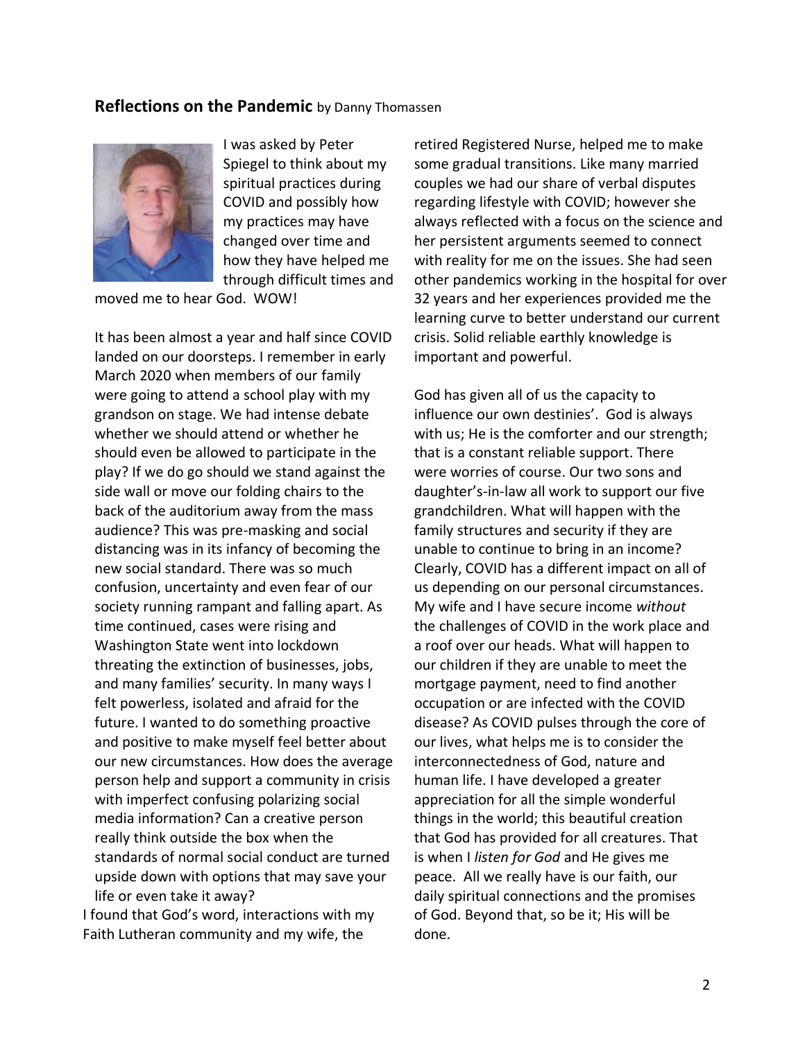**Reflections on the Pandemic** by Danny Thomassen

I was asked by Peter Spiegel to think about my spiritual practices during COVID and possibly how my practices may have changed over time and how they have helped me through difficult times and moved me to hear God. WOW!

It has been almost a year and half since COVID landed on our doorsteps. I remember in early March 2020 when members of our family were going to attend a school play with my grandson on stage. We had intense debate whether we should attend or whether he should even be allowed to participate in the play? If we do go should we stand against the side wall or move our folding chairs to the back of the auditorium away from the mass audience? This was pre-masking and social distancing was in its infancy of becoming the new social standard. There was so much confusion, uncertainty and even fear of our society running rampant and falling apart. As time continued, cases were rising and Washington State went into lockdown threating the extinction of businesses, jobs, and many families' security. In many ways I felt powerless, isolated and afraid for the future. I wanted to do something proactive and positive to make myself feel better about our new circumstances. How does the average person help and support a community in crisis with imperfect confusing polarizing social media information? Can a creative person really think outside the box when the standards of normal social conduct are turned upside down with options that may save your life or even take it away?

I found that God's word, interactions with my Faith Lutheran community and my wife, the retired Registered Nurse, helped me to make some gradual transitions. Like many married couples we had our share of verbal disputes regarding lifestyle with COVID; however she always reflected with a focus on the science and her persistent arguments seemed to connect with reality for me on the issues. She had seen other pandemics working in the hospital for over 32 years and her experiences provided me the learning curve to better understand our current crisis. Solid reliable earthly knowledge is important and powerful.

God has given all of us the capacity to influence our own destinies'. God is always with us; He is the comforter and our strength; that is a constant reliable support. There were worries of course. Our two sons and daughter's-in-law all work to support our five grandchildren. What will happen with the family structures and security if they are unable to continue to bring in an income? Clearly, COVID has a different impact on all of us depending on our personal circumstances. My wife and I have secure income *without* the challenges of COVID in the work place and a roof over our heads. What will happen to our children if they are unable to meet the mortgage payment, need to find another occupation or are infected with the COVID disease? As COVID pulses through the core of our lives, what helps me is to consider the interconnectedness of God, nature and human life. I have developed a greater appreciation for all the simple wonderful things in the world; this beautiful creation that God has provided for all creatures. That is when I *listen for God* and He gives me peace. All we really have is our faith, our daily spiritual connections and the promises of God. Beyond that, so be it; His will be done.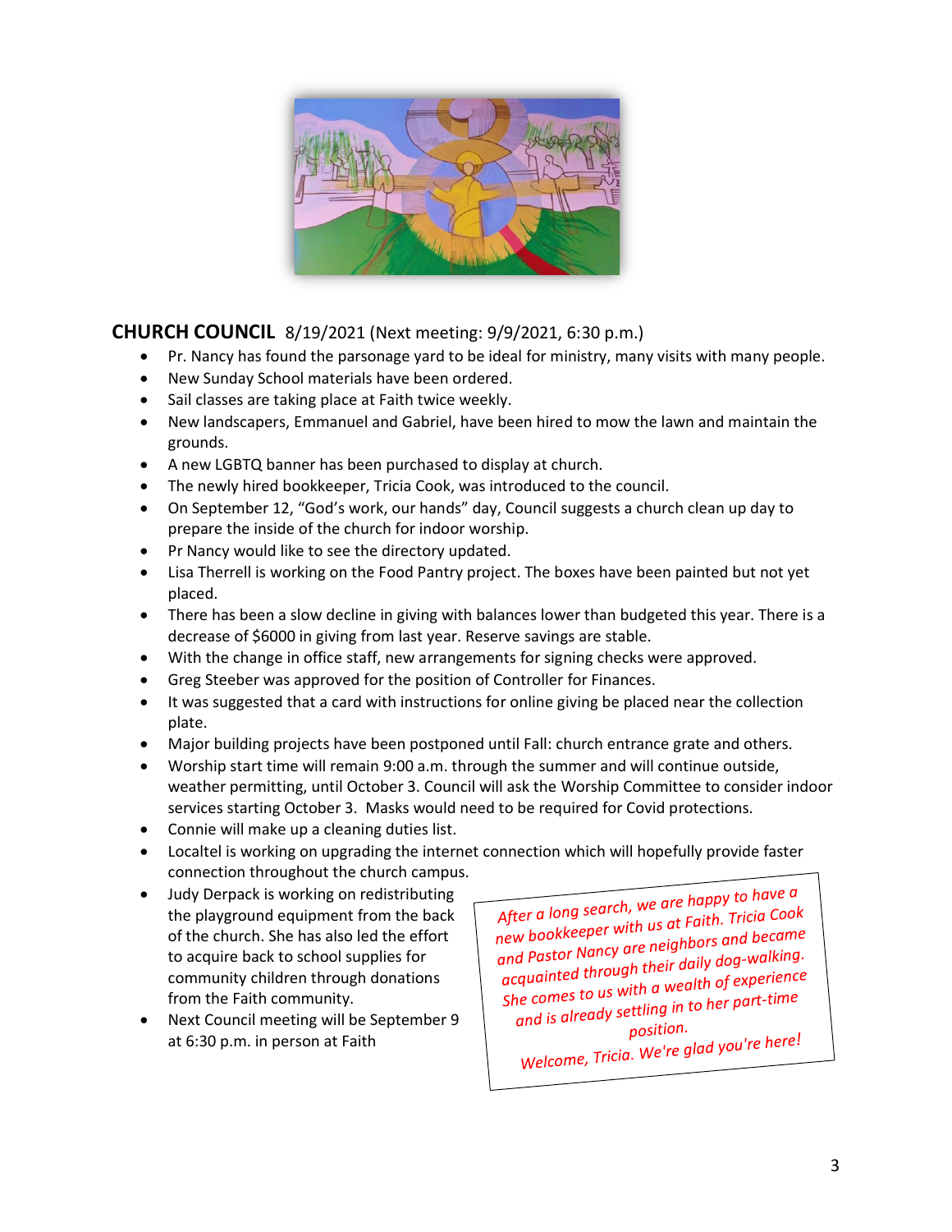## CHURCH COUNCIL 8/19/2021 (Next meeting: 9/9/2021, 6:30 p.m.)

- Pr. Nancy has found the parsonage yard to be ideal for ministry, many visits with many people.
- New Sunday School materials have been ordered.
- Sail classes are taking place at Faith twice weekly.
- New landscapers, Emmanuel and Gabriel, have been hired to mow the lawn and maintain the grounds.
- A new LGBTQ banner has been purchased to display at church.
- The newly hired bookkeeper, Tricia Cook, was introduced to the council.
- On September 12, "God's work, our hands" day, Council suggests a church clean up day to prepare the inside of the church for indoor worship.
- Pr Nancy would like to see the directory updated.
- Lisa Therrell is working on the Food Pantry project. The boxes have been painted but not yet placed.
- There has been a slow decline in giving with balances lower than budgeted this year. There is a decrease of $6000 in giving from last year. Reserve savings are stable.
- With the change in office staff, new arrangements for signing checks were approved.
- Greg Steeber was approved for the position of Controller for Finances.
- It was suggested that a card with instructions for online giving be placed near the collection plate.
- Major building projects have been postponed until Fall: church entrance grate and others.
- Worship start time will remain 9:00 a.m. through the summer and will continue outside, weather permitting, until October 3. Council will ask the Worship Committee to consider indoor services starting October 3. Masks would need to be required for Covid protections.
- Connie will make up a cleaning duties list.
- Localtel is working on upgrading the internet connection which will hopefully provide faster connection throughout the church campus.
- Judy Derpack is working on redistributing the playground equipment from the back of the church. She has also led the effort to acquire back to school supplies for community children through donations from the Faith community.
- Next Council meeting will be September 9 at 6:30 p.m. in person at Faith

*After a long search, we are happy to have a new bookkeeper with us at Faith. Tricia Cook and Pastor Nancy are neighbors and became acquainted through their daily dog-walking. She comes to us with a wealth of experience and is already settling in to her part-time position.*

*Welcome, Tricia. We're glad you're here!*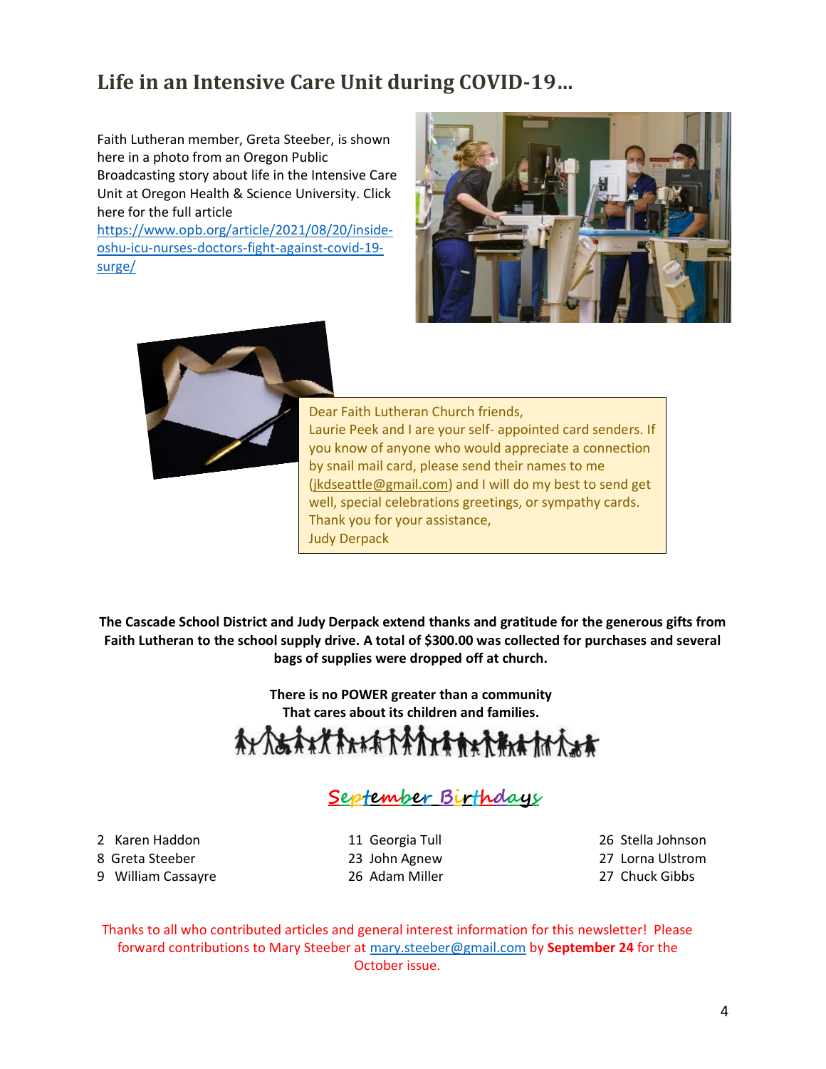## Life in an Intensive Care Unit during COVID-19…

Faith Lutheran member, Greta Steeber, is shown here in a photo from an Oregon Public Broadcasting story about life in the Intensive Care Unit at Oregon Health & Science University. Click here for the full article https://www.opb.org/article/2021/08/20/inside-oshu-icu-nurses-doctors-fight-against-covid-19-surge/

Dear Faith Lutheran Church friends,
Laurie Peek and I are your self- appointed card senders. If you know of anyone who would appreciate a connection by snail mail card, please send their names to me (jkdseattle@gmail.com) and I will do my best to send get well, special celebrations greetings, or sympathy cards.
Thank you for your assistance,
Judy Derpack

**The Cascade School District and Judy Derpack extend thanks and gratitude for the generous gifts from Faith Lutheran to the school supply drive. A total of $300.00 was collected for purchases and several bags of supplies were dropped off at church.**

**There is no POWER greater than a community**
**That cares about its children and families.**

## September Birthdays

2 Karen Haddon
8 Greta Steeber
9 William Cassayre
11 Georgia Tull
23 John Agnew
26 Adam Miller
26 Stella Johnson
27 Lorna Ulstrom
27 Chuck Gibbs

Thanks to all who contributed articles and general interest information for this newsletter! Please forward contributions to Mary Steeber at mary.steeber@gmail.com by **September 24** for the October issue.